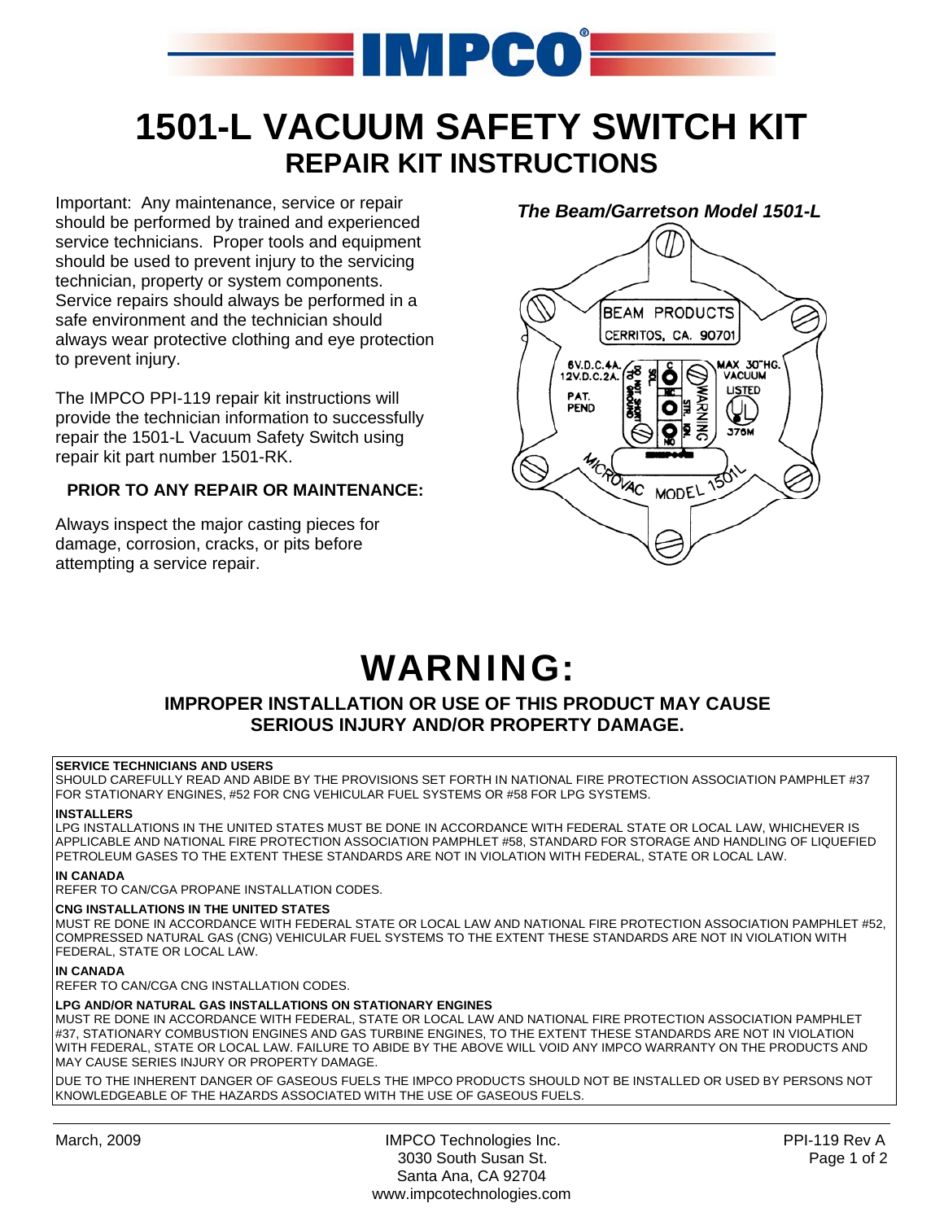# 1501-L VACUUM SAFETY SWITCH KIT

## REPAIR KIT INSTRUCTIONS

Important: Any maintenance, service or repair should be performed by trained and experienced service technicians. Proper tools and equipment should be used to prevent injury to the servicing technician, property or system components. Service repairs should always be performed in a safe environment and the technician should always wear protective clothing and eye protection to prevent injury.

The IMPCO PPI-119 repair kit instructions will provide the technician information to successfully repair the 1501-L Vacuum Safety Switch using repair kit part number 1501-RK.

### PRIOR TO ANY REPAIR OR MAINTENANCE:

Always inspect the major casting pieces for damage, corrosion, cracks, or pits before attempting a service repair.

***The Beam/Garretson Model 1501-L***

# WARNING:

### IMPROPER INSTALLATION OR USE OF THIS PRODUCT MAY CAUSE SERIOUS INJURY AND/OR PROPERTY DAMAGE.

**SERVICE TECHNICIANS AND USERS**
SHOULD CAREFULLY READ AND ABIDE BY THE PROVISIONS SET FORTH IN NATIONAL FIRE PROTECTION ASSOCIATION PAMPHLET #37 FOR STATIONARY ENGINES, #52 FOR CNG VEHICULAR FUEL SYSTEMS OR #58 FOR LPG SYSTEMS.

**INSTALLERS**
LPG INSTALLATIONS IN THE UNITED STATES MUST BE DONE IN ACCORDANCE WITH FEDERAL STATE OR LOCAL LAW, WHICHEVER IS APPLICABLE AND NATIONAL FIRE PROTECTION ASSOCIATION PAMPHLET #58, STANDARD FOR STORAGE AND HANDLING OF LIQUEFIED PETROLEUM GASES TO THE EXTENT THESE STANDARDS ARE NOT IN VIOLATION WITH FEDERAL, STATE OR LOCAL LAW.

**IN CANADA**
REFER TO CAN/CGA PROPANE INSTALLATION CODES.

**CNG INSTALLATIONS IN THE UNITED STATES**
MUST RE DONE IN ACCORDANCE WITH FEDERAL STATE OR LOCAL LAW AND NATIONAL FIRE PROTECTION ASSOCIATION PAMPHLET #52, COMPRESSED NATURAL GAS (CNG) VEHICULAR FUEL SYSTEMS TO THE EXTENT THESE STANDARDS ARE NOT IN VIOLATION WITH FEDERAL, STATE OR LOCAL LAW.

**IN CANADA**
REFER TO CAN/CGA CNG INSTALLATION CODES.

**LPG AND/OR NATURAL GAS INSTALLATIONS ON STATIONARY ENGINES**
MUST RE DONE IN ACCORDANCE WITH FEDERAL, STATE OR LOCAL LAW AND NATIONAL FIRE PROTECTION ASSOCIATION PAMPHLET #37, STATIONARY COMBUSTION ENGINES AND GAS TURBINE ENGINES, TO THE EXTENT THESE STANDARDS ARE NOT IN VIOLATION WITH FEDERAL, STATE OR LOCAL LAW. FAILURE TO ABIDE BY THE ABOVE WILL VOID ANY IMPCO WARRANTY ON THE PRODUCTS AND MAY CAUSE SERIES INJURY OR PROPERTY DAMAGE.

DUE TO THE INHERENT DANGER OF GASEOUS FUELS THE IMPCO PRODUCTS SHOULD NOT BE INSTALLED OR USED BY PERSONS NOT KNOWLEDGEABLE OF THE HAZARDS ASSOCIATED WITH THE USE OF GASEOUS FUELS.

March, 2009

IMPCO Technologies Inc.
3030 South Susan St.
Santa Ana, CA 92704
www.impcotechnologies.com

PPI-119 Rev A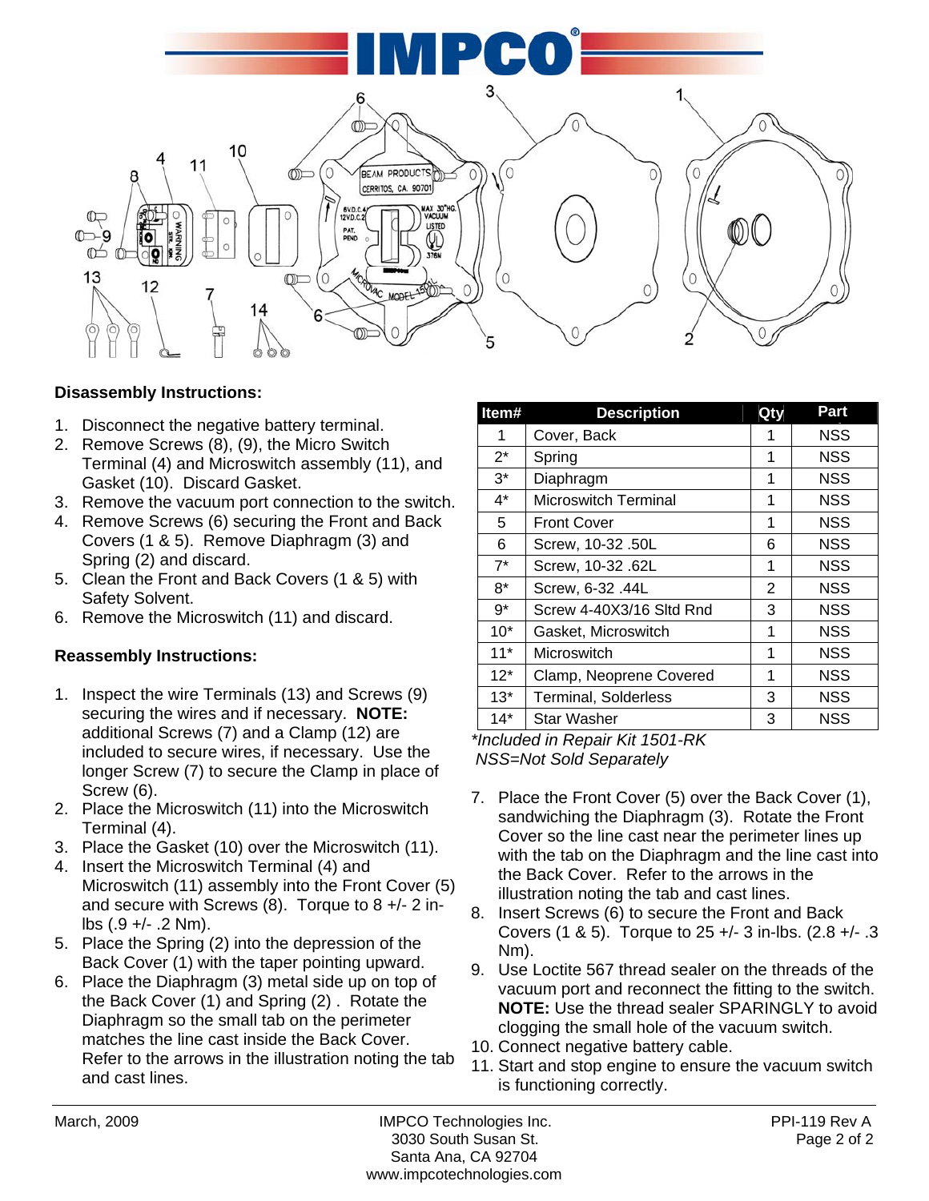## Disassembly Instructions:

1. Disconnect the negative battery terminal.
2. Remove Screws (8), (9), the Micro Switch Terminal (4) and Microswitch assembly (11), and Gasket (10). Discard Gasket.
3. Remove the vacuum port connection to the switch.
4. Remove Screws (6) securing the Front and Back Covers (1 & 5). Remove Diaphragm (3) and Spring (2) and discard.
5. Clean the Front and Back Covers (1 & 5) with Safety Solvent.
6. Remove the Microswitch (11) and discard.

## Reassembly Instructions:

1. Inspect the wire Terminals (13) and Screws (9) securing the wires and if necessary. **NOTE:** additional Screws (7) and a Clamp (12) are included to secure wires, if necessary. Use the longer Screw (7) to secure the Clamp in place of Screw (6).
2. Place the Microswitch (11) into the Microswitch Terminal (4).
3. Place the Gasket (10) over the Microswitch (11).
4. Insert the Microswitch Terminal (4) and Microswitch (11) assembly into the Front Cover (5) and secure with Screws (8). Torque to 8 +/- 2 in-lbs (.9 +/- .2 Nm).
5. Place the Spring (2) into the depression of the Back Cover (1) with the taper pointing upward.
6. Place the Diaphragm (3) metal side up on top of the Back Cover (1) and Spring (2) . Rotate the Diaphragm so the small tab on the perimeter matches the line cast inside the Back Cover. Refer to the arrows in the illustration noting the tab and cast lines.

| Item# | Description | Qty | Part |
|---|---|---|---|
| 1 | Cover, Back | 1 | NSS |
| 2* | Spring | 1 | NSS |
| 3* | Diaphragm | 1 | NSS |
| 4* | Microswitch Terminal | 1 | NSS |
| 5 | Front Cover | 1 | NSS |
| 6 | Screw, 10-32 .50L | 6 | NSS |
| 7* | Screw, 10-32 .62L | 1 | NSS |
| 8* | Screw, 6-32 .44L | 2 | NSS |
| 9* | Screw 4-40X3/16 Sltd Rnd | 3 | NSS |
| 10* | Gasket, Microswitch | 1 | NSS |
| 11* | Microswitch | 1 | NSS |
| 12* | Clamp, Neoprene Covered | 1 | NSS |
| 13* | Terminal, Solderless | 3 | NSS |
| 14* | Star Washer | 3 | NSS |

*\*Included in Repair Kit 1501-RK*
*NSS=Not Sold Separately*

7. Place the Front Cover (5) over the Back Cover (1), sandwiching the Diaphragm (3). Rotate the Front Cover so the line cast near the perimeter lines up with the tab on the Diaphragm and the line cast into the Back Cover. Refer to the arrows in the illustration noting the tab and cast lines.
8. Insert Screws (6) to secure the Front and Back Covers (1 & 5). Torque to 25 +/- 3 in-lbs. (2.8 +/- .3 Nm).
9. Use Loctite 567 thread sealer on the threads of the vacuum port and reconnect the fitting to the switch. **NOTE:** Use the thread sealer SPARINGLY to avoid clogging the small hole of the vacuum switch.
10. Connect negative battery cable.
11. Start and stop engine to ensure the vacuum switch is functioning correctly.

March, 2009

IMPCO Technologies Inc.
3030 South Susan St.
Santa Ana, CA 92704
www.impcotechnologies.com

PPI-119 Rev A